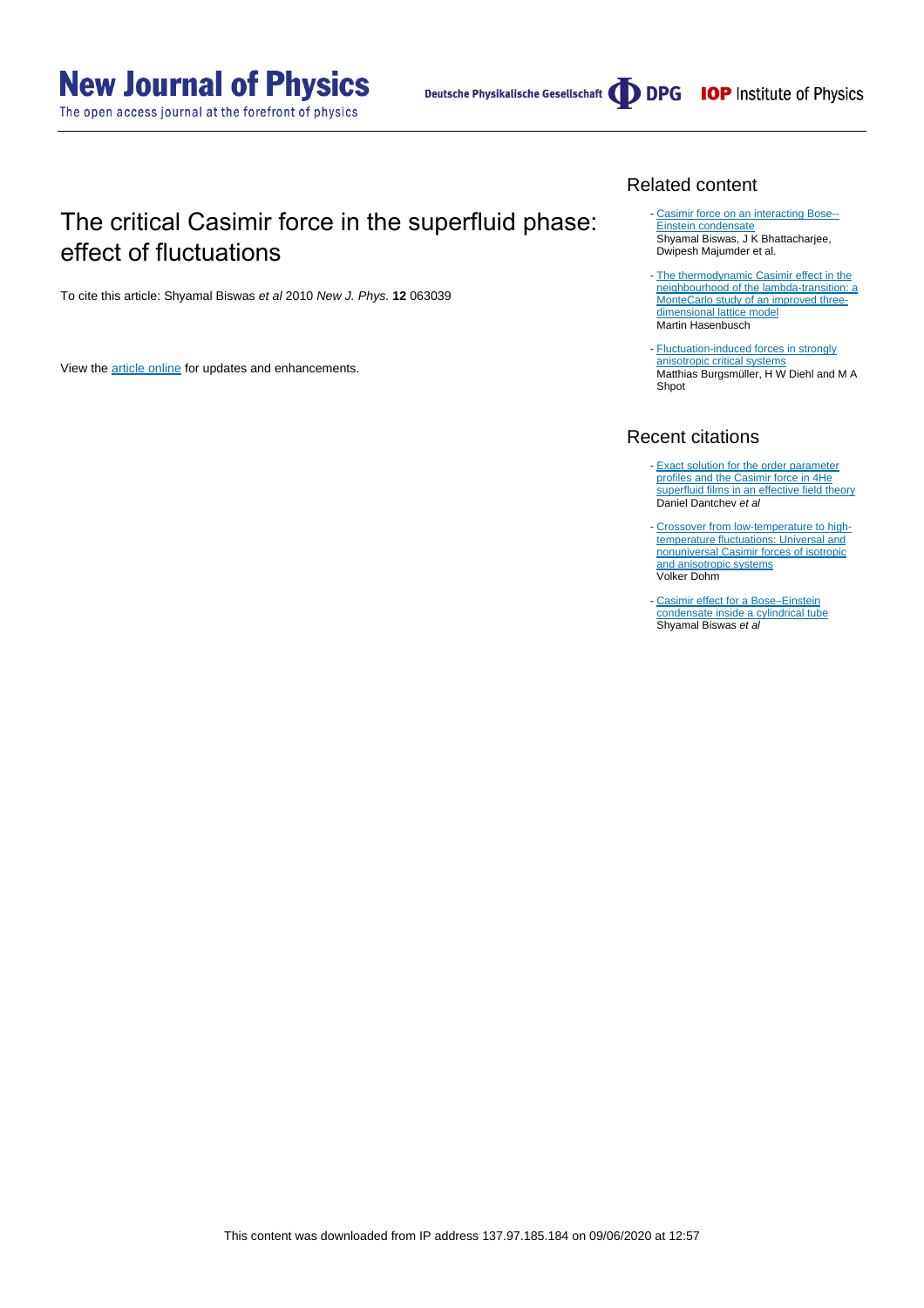# The critical Casimir force in the superfluid phase: effect of fluctuations

To cite this article: Shyamal Biswas *et al* 2010 *New J. Phys.* **12** 063039

View the article online for updates and enhancements.

## Related content

- Casimir force on an interacting Bose--Einstein condensate
  Shyamal Biswas, J K Bhattacharjee, Dwipesh Majumder et al.

- The thermodynamic Casimir effect in the neighbourhood of the lambda-transition: a MonteCarlo study of an improved three-dimensional lattice model
  Martin Hasenbusch

- Fluctuation-induced forces in strongly anisotropic critical systems
  Matthias Burgsmüller, H W Diehl and M A Shpot

## Recent citations

- Exact solution for the order parameter profiles and the Casimir force in 4He superfluid films in an effective field theory
  Daniel Dantchev *et al*

- Crossover from low-temperature to high-temperature fluctuations: Universal and nonuniversal Casimir forces of isotropic and anisotropic systems
  Volker Dohm

- Casimir effect for a Bose–Einstein condensate inside a cylindrical tube
  Shyamal Biswas *et al*

This content was downloaded from IP address 137.97.185.184 on 09/06/2020 at 12:57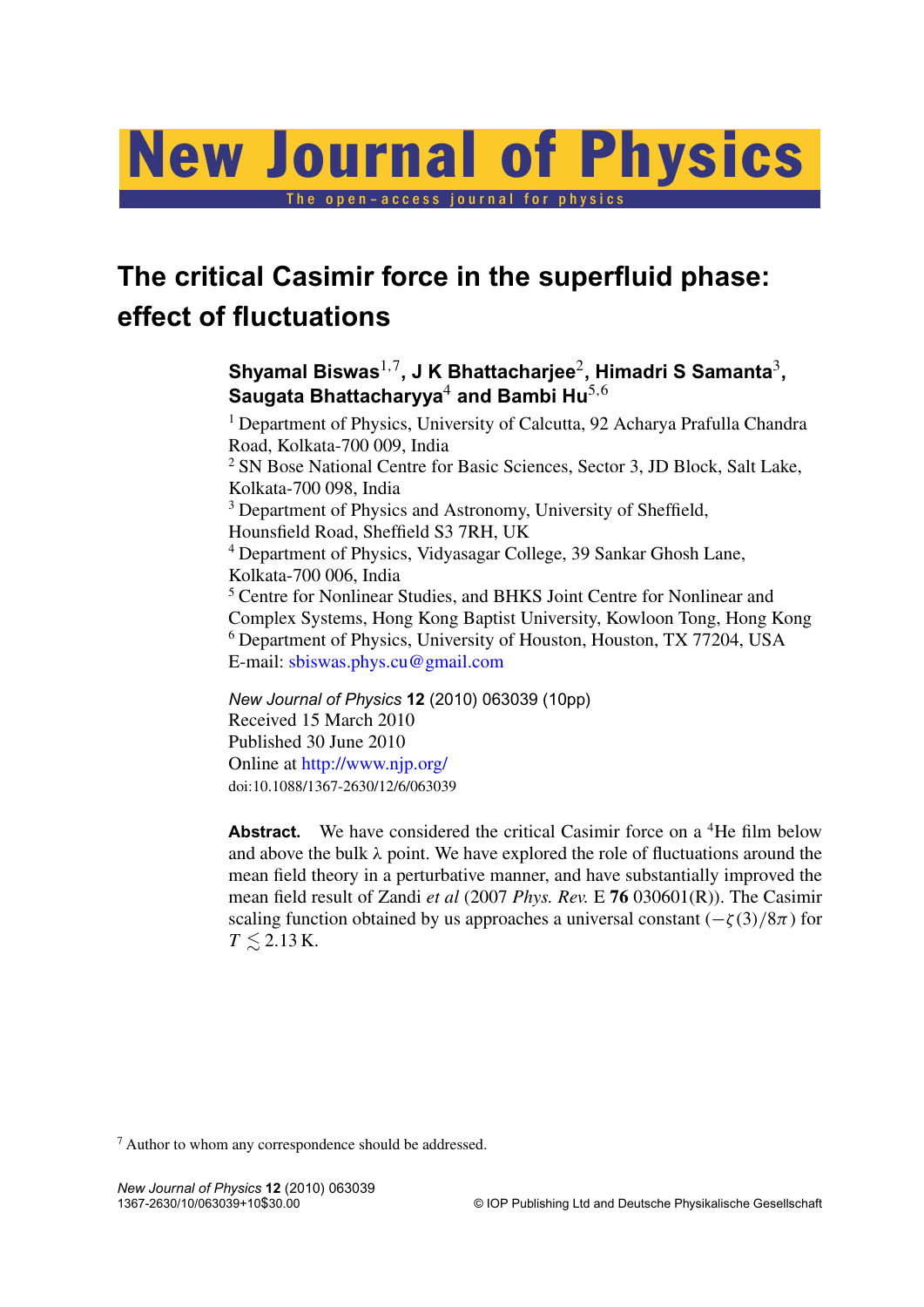# The critical Casimir force in the superfluid phase: effect of fluctuations

**Shyamal Biswas**[1,7], **J K Bhattacharjee**[2], **Himadri S Samanta**[3], **Saugata Bhattacharyya**[4] **and Bambi Hu**[5,6]

[1] Department of Physics, University of Calcutta, 92 Acharya Prafulla Chandra Road, Kolkata-700 009, India
[2] SN Bose National Centre for Basic Sciences, Sector 3, JD Block, Salt Lake, Kolkata-700 098, India
[3] Department of Physics and Astronomy, University of Sheffield, Hounsfield Road, Sheffield S3 7RH, UK
[4] Department of Physics, Vidyasagar College, 39 Sankar Ghosh Lane, Kolkata-700 006, India
[5] Centre for Nonlinear Studies, and BHKS Joint Centre for Nonlinear and Complex Systems, Hong Kong Baptist University, Kowloon Tong, Hong Kong
[6] Department of Physics, University of Houston, Houston, TX 77204, USA
E-mail: sbiswas.phys.cu@gmail.com

*New Journal of Physics* **12** (2010) 063039 (10pp)
Received 15 March 2010
Published 30 June 2010
Online at http://www.njp.org/
doi:10.1088/1367-2630/12/6/063039

**Abstract.** We have considered the critical Casimir force on a $^4$He film below and above the bulk λ point. We have explored the role of fluctuations around the mean field theory in a perturbative manner, and have substantially improved the mean field result of Zandi *et al* (2007 *Phys. Rev.* E **76** 030601(R)). The Casimir scaling function obtained by us approaches a universal constant $(-\zeta(3)/8\pi)$ for $T \lesssim 2.13$ K.

[7] Author to whom any correspondence should be addressed.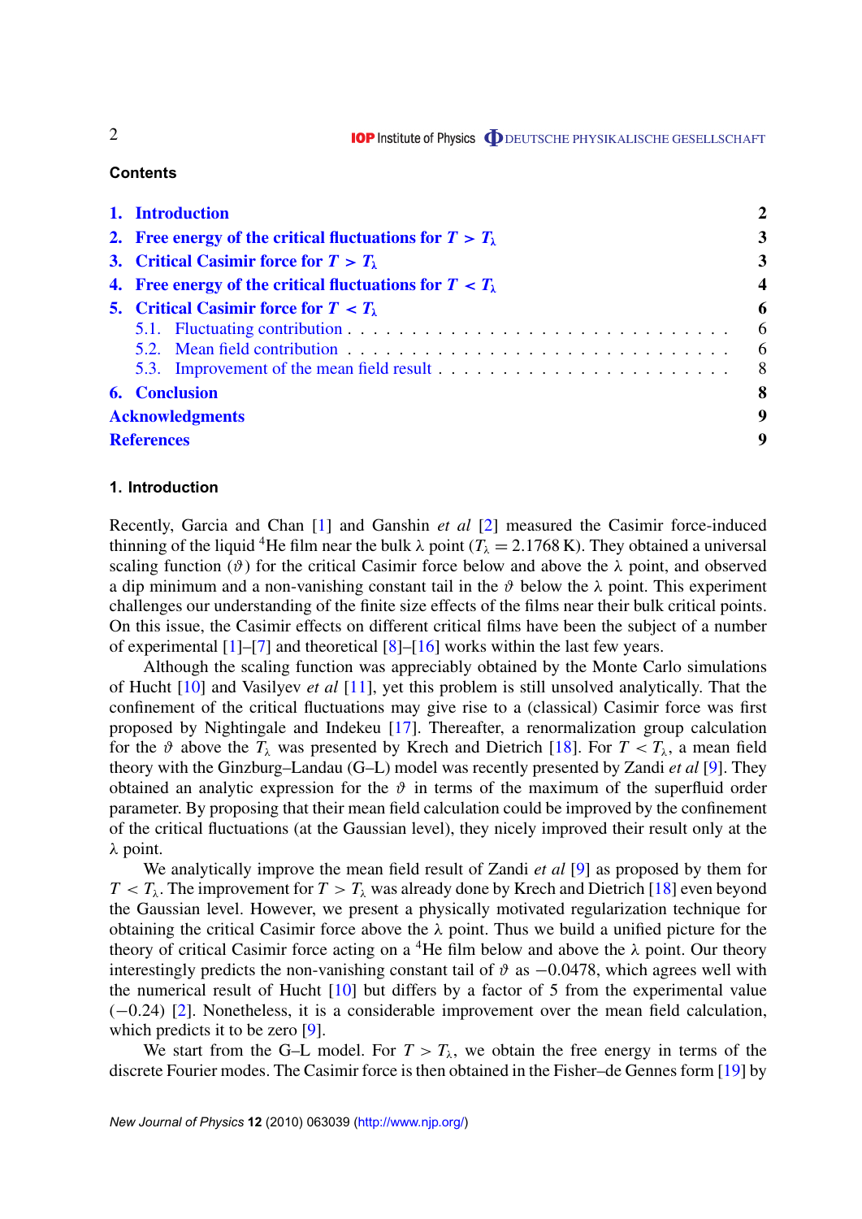## Contents

1. Introduction — 2
2. Free energy of the critical fluctuations for $T > T_\lambda$ — 3
3. Critical Casimir force for $T > T_\lambda$ — 3
4. Free energy of the critical fluctuations for $T < T_\lambda$ — 4
5. Critical Casimir force for $T < T_\lambda$ — 6
   - 5.1. Fluctuating contribution — 6
   - 5.2. Mean field contribution — 6
   - 5.3. Improvement of the mean field result — 8
6. Conclusion — 8

Acknowledgments — 9

References — 9

## 1. Introduction

Recently, Garcia and Chan [1] and Ganshin *et al* [2] measured the Casimir force-induced thinning of the liquid $^4$He film near the bulk $\lambda$ point ($T_\lambda = 2.1768$ K). They obtained a universal scaling function ($\vartheta$) for the critical Casimir force below and above the $\lambda$ point, and observed a dip minimum and a non-vanishing constant tail in the $\vartheta$ below the $\lambda$ point. This experiment challenges our understanding of the finite size effects of the films near their bulk critical points. On this issue, the Casimir effects on different critical films have been the subject of a number of experimental [1]–[7] and theoretical [8]–[16] works within the last few years.

Although the scaling function was appreciably obtained by the Monte Carlo simulations of Hucht [10] and Vasilyev *et al* [11], yet this problem is still unsolved analytically. That the confinement of the critical fluctuations may give rise to a (classical) Casimir force was first proposed by Nightingale and Indekeu [17]. Thereafter, a renormalization group calculation for the $\vartheta$ above the $T_\lambda$ was presented by Krech and Dietrich [18]. For $T < T_\lambda$, a mean field theory with the Ginzburg–Landau (G–L) model was recently presented by Zandi *et al* [9]. They obtained an analytic expression for the $\vartheta$ in terms of the maximum of the superfluid order parameter. By proposing that their mean field calculation could be improved by the confinement of the critical fluctuations (at the Gaussian level), they nicely improved their result only at the $\lambda$ point.

We analytically improve the mean field result of Zandi *et al* [9] as proposed by them for $T < T_\lambda$. The improvement for $T > T_\lambda$ was already done by Krech and Dietrich [18] even beyond the Gaussian level. However, we present a physically motivated regularization technique for obtaining the critical Casimir force above the $\lambda$ point. Thus we build a unified picture for the theory of critical Casimir force acting on a $^4$He film below and above the $\lambda$ point. Our theory interestingly predicts the non-vanishing constant tail of $\vartheta$ as $-0.0478$, which agrees well with the numerical result of Hucht [10] but differs by a factor of 5 from the experimental value ($-0.24$) [2]. Nonetheless, it is a considerable improvement over the mean field calculation, which predicts it to be zero [9].

We start from the G–L model. For $T > T_\lambda$, we obtain the free energy in terms of the discrete Fourier modes. The Casimir force is then obtained in the Fisher–de Gennes form [19] by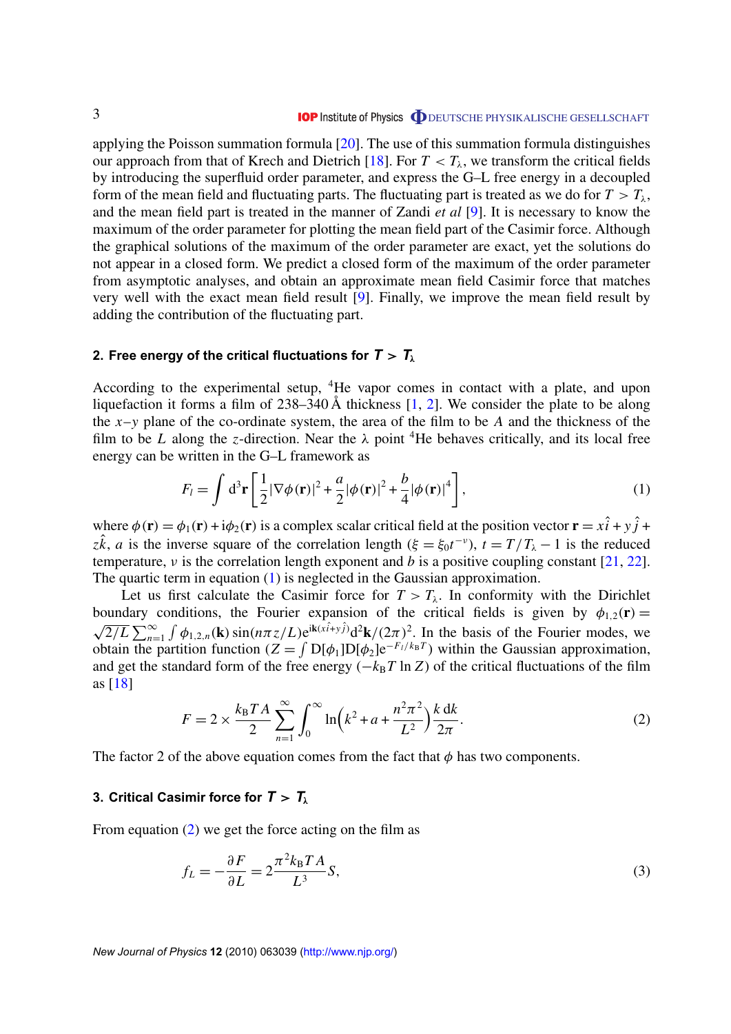applying the Poisson summation formula [20]. The use of this summation formula distinguishes our approach from that of Krech and Dietrich [18]. For $T < T_\lambda$, we transform the critical fields by introducing the superfluid order parameter, and express the G–L free energy in a decoupled form of the mean field and fluctuating parts. The fluctuating part is treated as we do for $T > T_\lambda$, and the mean field part is treated in the manner of Zandi *et al* [9]. It is necessary to know the maximum of the order parameter for plotting the mean field part of the Casimir force. Although the graphical solutions of the maximum of the order parameter are exact, yet the solutions do not appear in a closed form. We predict a closed form of the maximum of the order parameter from asymptotic analyses, and obtain an approximate mean field Casimir force that matches very well with the exact mean field result [9]. Finally, we improve the mean field result by adding the contribution of the fluctuating part.

## 2. Free energy of the critical fluctuations for $T > T_\lambda$

According to the experimental setup, $^4$He vapor comes in contact with a plate, and upon liquefaction it forms a film of 238–340 Å thickness [1, 2]. We consider the plate to be along the $x$–$y$ plane of the co-ordinate system, the area of the film to be $A$ and the thickness of the film to be $L$ along the $z$-direction. Near the $\lambda$ point $^4$He behaves critically, and its local free energy can be written in the G–L framework as

$$F_l = \int \mathrm{d}^3\mathbf{r}\left[\frac{1}{2}|\nabla\phi(\mathbf{r})|^2 + \frac{a}{2}|\phi(\mathbf{r})|^2 + \frac{b}{4}|\phi(\mathbf{r})|^4\right], \tag{1}$$

where $\phi(\mathbf{r}) = \phi_1(\mathbf{r}) + \mathrm{i}\phi_2(\mathbf{r})$ is a complex scalar critical field at the position vector $\mathbf{r} = x\hat{i} + y\hat{j} + z\hat{k}$, $a$ is the inverse square of the correlation length ($\xi = \xi_0 t^{-\nu}$), $t = T/T_\lambda - 1$ is the reduced temperature, $\nu$ is the correlation length exponent and $b$ is a positive coupling constant [21, 22]. The quartic term in equation (1) is neglected in the Gaussian approximation.

Let us first calculate the Casimir force for $T > T_\lambda$. In conformity with the Dirichlet boundary conditions, the Fourier expansion of the critical fields is given by $\phi_{1,2}(\mathbf{r}) = \sqrt{2/L}\sum_{n=1}^{\infty}\int \phi_{1,2,n}(\mathbf{k})\sin(n\pi z/L)\mathrm{e}^{\mathrm{i}\mathbf{k}(x\hat{i}+y\hat{j})}\mathrm{d}^2\mathbf{k}/(2\pi)^2$. In the basis of the Fourier modes, we obtain the partition function ($Z = \int \mathrm{D}[\phi_1]\mathrm{D}[\phi_2]\mathrm{e}^{-F_l/k_\mathrm{B}T}$) within the Gaussian approximation, and get the standard form of the free energy ($-k_\mathrm{B}T\ln Z$) of the critical fluctuations of the film as [18]

$$F = 2\times\frac{k_\mathrm{B}TA}{2}\sum_{n=1}^{\infty}\int_0^{\infty}\ln\left(k^2 + a + \frac{n^2\pi^2}{L^2}\right)\frac{k\,\mathrm{d}k}{2\pi}. \tag{2}$$

The factor 2 of the above equation comes from the fact that $\phi$ has two components.

## 3. Critical Casimir force for $T > T_\lambda$

From equation (2) we get the force acting on the film as

$$f_L = -\frac{\partial F}{\partial L} = 2\frac{\pi^2 k_\mathrm{B}TA}{L^3}S, \tag{3}$$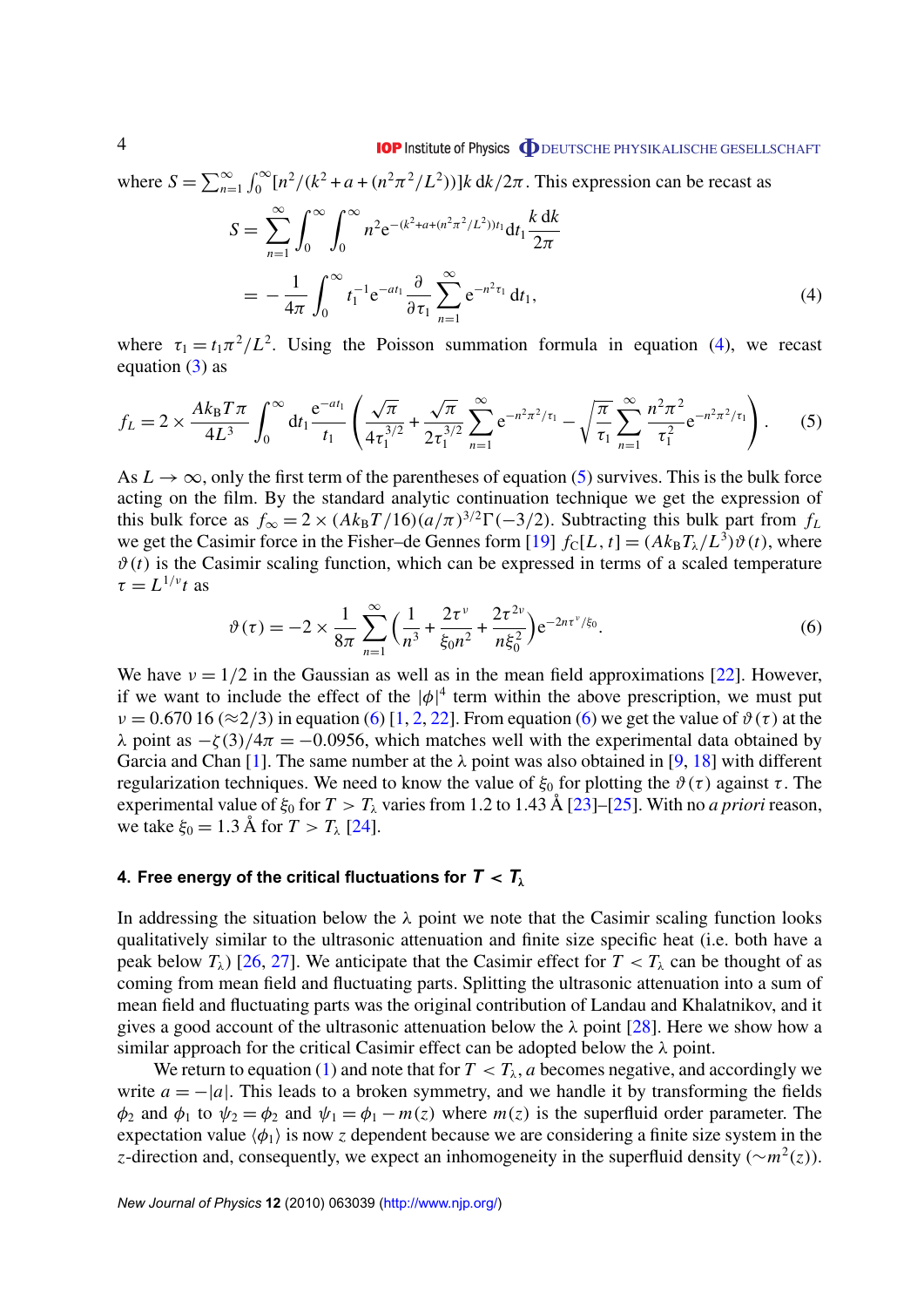where $S = \sum_{n=1}^{\infty} \int_0^{\infty} [n^2/(k^2 + a + (n^2\pi^2/L^2))] k \, \mathrm{d}k/2\pi$. This expression can be recast as

$$
\begin{aligned}
S &= \sum_{n=1}^{\infty} \int_0^{\infty} \int_0^{\infty} n^2 \mathrm{e}^{-(k^2+a+(n^2\pi^2/L^2))t_1} \mathrm{d}t_1 \frac{k\,\mathrm{d}k}{2\pi} \\
&= -\frac{1}{4\pi} \int_0^{\infty} t_1^{-1} \mathrm{e}^{-at_1} \frac{\partial}{\partial \tau_1} \sum_{n=1}^{\infty} \mathrm{e}^{-n^2\tau_1} \, \mathrm{d}t_1,
\end{aligned} \tag{4}
$$

where $\tau_1 = t_1\pi^2/L^2$. Using the Poisson summation formula in equation (4), we recast equation (3) as

$$
f_L = 2 \times \frac{Ak_\mathrm{B}T\pi}{4L^3} \int_0^{\infty} \mathrm{d}t_1 \frac{\mathrm{e}^{-at_1}}{t_1} \left( \frac{\sqrt{\pi}}{4\tau_1^{3/2}} + \frac{\sqrt{\pi}}{2\tau_1^{3/2}} \sum_{n=1}^{\infty} \mathrm{e}^{-n^2\pi^2/\tau_1} - \sqrt{\frac{\pi}{\tau_1}} \sum_{n=1}^{\infty} \frac{n^2\pi^2}{\tau_1^2} \mathrm{e}^{-n^2\pi^2/\tau_1} \right). \tag{5}
$$

As $L \to \infty$, only the first term of the parentheses of equation (5) survives. This is the bulk force acting on the film. By the standard analytic continuation technique we get the expression of this bulk force as $f_\infty = 2 \times (Ak_\mathrm{B}T/16)(a/\pi)^{3/2}\Gamma(-3/2)$. Subtracting this bulk part from $f_L$ we get the Casimir force in the Fisher–de Gennes form [19] $f_\mathrm{C}[L, t] = (Ak_\mathrm{B}T_\lambda/L^3)\vartheta(t)$, where $\vartheta(t)$ is the Casimir scaling function, which can be expressed in terms of a scaled temperature $\tau = L^{1/\nu}t$ as

$$
\vartheta(\tau) = -2 \times \frac{1}{8\pi} \sum_{n=1}^{\infty} \left( \frac{1}{n^3} + \frac{2\tau^\nu}{\xi_0 n^2} + \frac{2\tau^{2\nu}}{n\xi_0^2} \right) \mathrm{e}^{-2n\tau^\nu/\xi_0}. \tag{6}
$$

We have $\nu = 1/2$ in the Gaussian as well as in the mean field approximations [22]. However, if we want to include the effect of the $|\phi|^4$ term within the above prescription, we must put $\nu = 0.670\,16$ ($\approx 2/3$) in equation (6) [1, 2, 22]. From equation (6) we get the value of $\vartheta(\tau)$ at the $\lambda$ point as $-\zeta(3)/4\pi = -0.0956$, which matches well with the experimental data obtained by Garcia and Chan [1]. The same number at the $\lambda$ point was also obtained in [9, 18] with different regularization techniques. We need to know the value of $\xi_0$ for plotting the $\vartheta(\tau)$ against $\tau$. The experimental value of $\xi_0$ for $T > T_\lambda$ varies from 1.2 to 1.43 Å [23]–[25]. With no *a priori* reason, we take $\xi_0 = 1.3$ Å for $T > T_\lambda$ [24].

## 4. Free energy of the critical fluctuations for $T < T_\lambda$

In addressing the situation below the $\lambda$ point we note that the Casimir scaling function looks qualitatively similar to the ultrasonic attenuation and finite size specific heat (i.e. both have a peak below $T_\lambda$) [26, 27]. We anticipate that the Casimir effect for $T < T_\lambda$ can be thought of as coming from mean field and fluctuating parts. Splitting the ultrasonic attenuation into a sum of mean field and fluctuating parts was the original contribution of Landau and Khalatnikov, and it gives a good account of the ultrasonic attenuation below the $\lambda$ point [28]. Here we show how a similar approach for the critical Casimir effect can be adopted below the $\lambda$ point.

We return to equation (1) and note that for $T < T_\lambda$, $a$ becomes negative, and accordingly we write $a = -|a|$. This leads to a broken symmetry, and we handle it by transforming the fields $\phi_2$ and $\phi_1$ to $\psi_2 = \phi_2$ and $\psi_1 = \phi_1 - m(z)$ where $m(z)$ is the superfluid order parameter. The expectation value $\langle\phi_1\rangle$ is now $z$ dependent because we are considering a finite size system in the $z$-direction and, consequently, we expect an inhomogeneity in the superfluid density ($\sim m^2(z)$).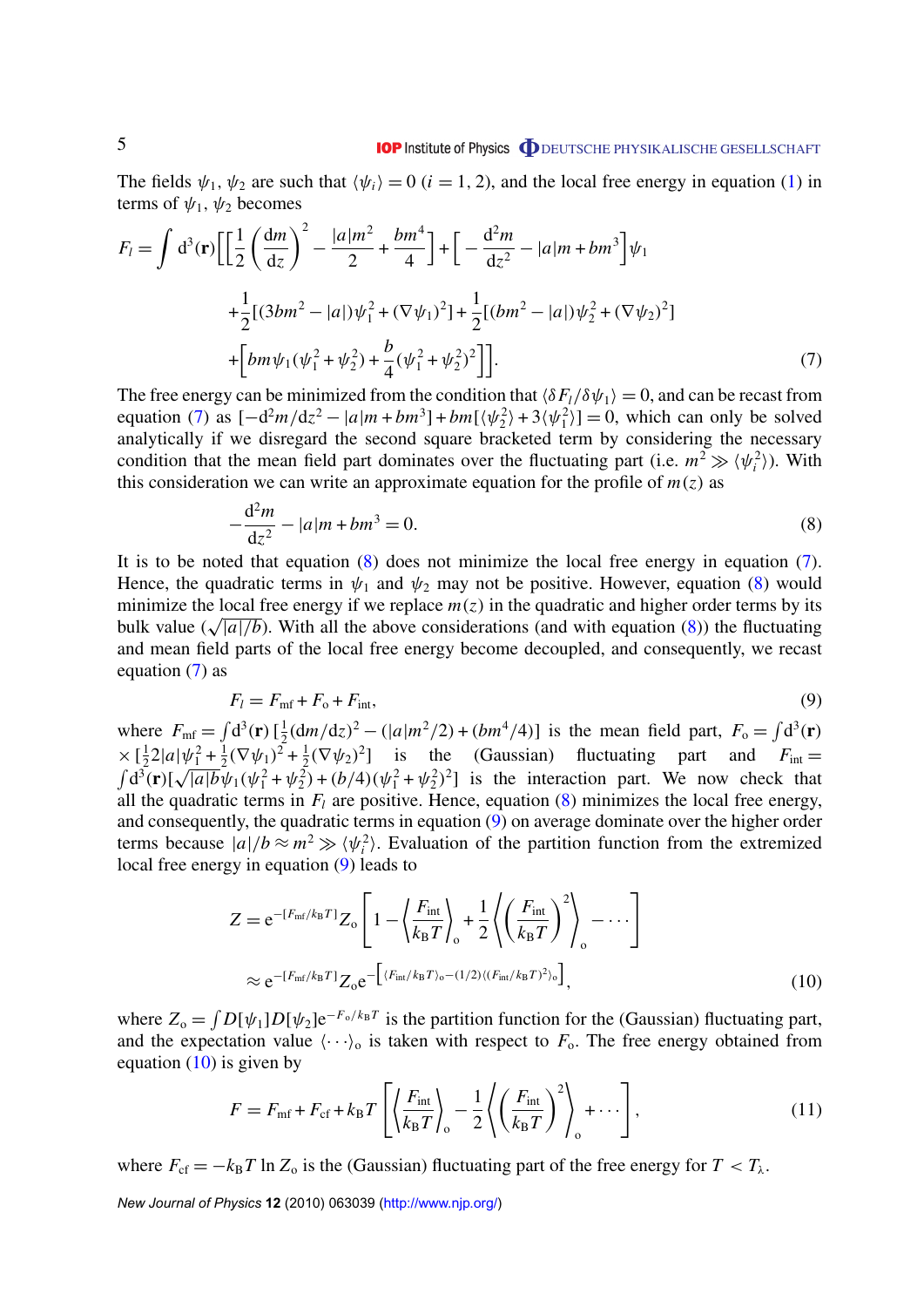The fields $\psi_1$, $\psi_2$ are such that $\langle \psi_i \rangle = 0$ ($i = 1, 2$), and the local free energy in equation (1) in terms of $\psi_1$, $\psi_2$ becomes

$$
\begin{aligned}
F_l = \int \mathrm{d}^3(\mathbf{r}) \Bigg[ \Bigg[ \frac{1}{2}\left(\frac{\mathrm{d}m}{\mathrm{d}z}\right)^2 - \frac{|a|m^2}{2} + \frac{bm^4}{4} \Bigg] + \Bigg[ -\frac{\mathrm{d}^2 m}{\mathrm{d}z^2} - |a|m + bm^3 \Bigg]\psi_1 \\
+\frac{1}{2}[(3bm^2 - |a|)\psi_1^2 + (\nabla\psi_1)^2] + \frac{1}{2}[(bm^2 - |a|)\psi_2^2 + (\nabla\psi_2)^2] \\
+\Bigg[ bm\psi_1(\psi_1^2 + \psi_2^2) + \frac{b}{4}(\psi_1^2 + \psi_2^2)^2 \Bigg] \Bigg]. \qquad (7)
\end{aligned}
$$

The free energy can be minimized from the condition that $\langle \delta F_l / \delta \psi_1 \rangle = 0$, and can be recast from equation (7) as $[-\mathrm{d}^2 m/\mathrm{d}z^2 - |a|m + bm^3] + bm[\langle \psi_2^2 \rangle + 3\langle \psi_1^2 \rangle] = 0$, which can only be solved analytically if we disregard the second square bracketed term by considering the necessary condition that the mean field part dominates over the fluctuating part (i.e. $m^2 \gg \langle \psi_i^2 \rangle$). With this consideration we can write an approximate equation for the profile of $m(z)$ as

$$
-\frac{\mathrm{d}^2 m}{\mathrm{d}z^2} - |a|m + bm^3 = 0. \qquad (8)
$$

It is to be noted that equation (8) does not minimize the local free energy in equation (7). Hence, the quadratic terms in $\psi_1$ and $\psi_2$ may not be positive. However, equation (8) would minimize the local free energy if we replace $m(z)$ in the quadratic and higher order terms by its bulk value ($\sqrt{|a|/b}$). With all the above considerations (and with equation (8)) the fluctuating and mean field parts of the local free energy become decoupled, and consequently, we recast equation (7) as

$$
F_l = F_{\mathrm{mf}} + F_{\mathrm{o}} + F_{\mathrm{int}}, \qquad (9)
$$

where $F_{\mathrm{mf}} = \int \mathrm{d}^3(\mathbf{r})\, [\frac{1}{2}(\mathrm{d}m/\mathrm{d}z)^2 - (|a|m^2/2) + (bm^4/4)]$ is the mean field part, $F_{\mathrm{o}} = \int \mathrm{d}^3(\mathbf{r}) \times [\frac{1}{2}2|a|\psi_1^2 + \frac{1}{2}(\nabla\psi_1)^2 + \frac{1}{2}(\nabla\psi_2)^2]$ is the (Gaussian) fluctuating part and $F_{\mathrm{int}} = \int \mathrm{d}^3(\mathbf{r})[\sqrt{|a|b}\,\psi_1(\psi_1^2 + \psi_2^2) + (b/4)(\psi_1^2 + \psi_2^2)^2]$ is the interaction part. We now check that all the quadratic terms in $F_l$ are positive. Hence, equation (8) minimizes the local free energy, and consequently, the quadratic terms in equation (9) on average dominate over the higher order terms because $|a|/b \approx m^2 \gg \langle \psi_i^2 \rangle$. Evaluation of the partition function from the extremized local free energy in equation (9) leads to

$$
\begin{aligned}
Z &= \mathrm{e}^{-[F_{\mathrm{mf}}/k_{\mathrm{B}}T]} Z_{\mathrm{o}} \left[ 1 - \left\langle \frac{F_{\mathrm{int}}}{k_{\mathrm{B}}T} \right\rangle_{\mathrm{o}} + \frac{1}{2} \left\langle \left( \frac{F_{\mathrm{int}}}{k_{\mathrm{B}}T} \right)^2 \right\rangle_{\mathrm{o}} - \cdots \right] \\
&\approx \mathrm{e}^{-[F_{\mathrm{mf}}/k_{\mathrm{B}}T]} Z_{\mathrm{o}} \mathrm{e}^{-\left[ \langle F_{\mathrm{int}}/k_{\mathrm{B}}T \rangle_{\mathrm{o}} - (1/2)\langle (F_{\mathrm{int}}/k_{\mathrm{B}}T)^2 \rangle_{\mathrm{o}} \right]}, \qquad (10)
\end{aligned}
$$

where $Z_{\mathrm{o}} = \int D[\psi_1] D[\psi_2] \mathrm{e}^{-F_{\mathrm{o}}/k_{\mathrm{B}}T}$ is the partition function for the (Gaussian) fluctuating part, and the expectation value $\langle \cdots \rangle_{\mathrm{o}}$ is taken with respect to $F_{\mathrm{o}}$. The free energy obtained from equation (10) is given by

$$
F = F_{\mathrm{mf}} + F_{\mathrm{cf}} + k_{\mathrm{B}}T \left[ \left\langle \frac{F_{\mathrm{int}}}{k_{\mathrm{B}}T} \right\rangle_{\mathrm{o}} - \frac{1}{2} \left\langle \left( \frac{F_{\mathrm{int}}}{k_{\mathrm{B}}T} \right)^2 \right\rangle_{\mathrm{o}} + \cdots \right], \qquad (11)
$$

where $F_{\mathrm{cf}} = -k_{\mathrm{B}}T \ln Z_{\mathrm{o}}$ is the (Gaussian) fluctuating part of the free energy for $T < T_{\lambda}$.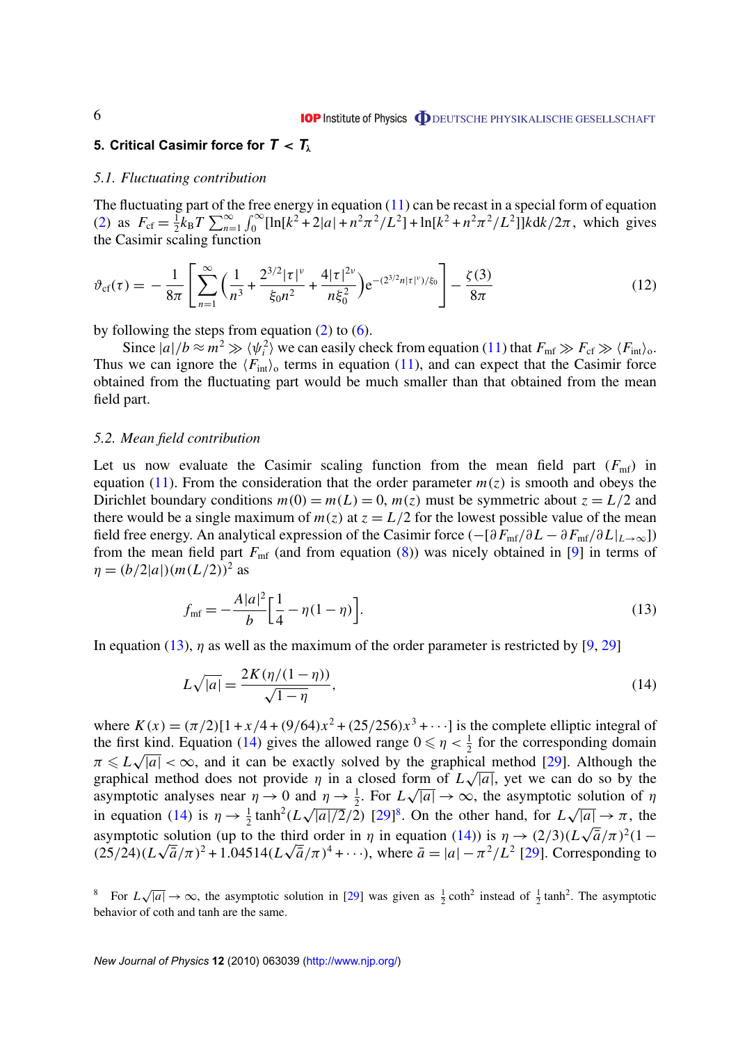## 5. Critical Casimir force for $T < T_\lambda$

### 5.1. Fluctuating contribution

The fluctuating part of the free energy in equation (11) can be recast in a special form of equation (2) as $F_{\rm cf} = \frac{1}{2}k_{\rm B}T\sum_{n=1}^{\infty}\int_0^{\infty}[\ln[k^2+2|a|+n^2\pi^2/L^2]+\ln[k^2+n^2\pi^2/L^2]]k{\rm d}k/2\pi$, which gives the Casimir scaling function

$$\vartheta_{\rm cf}(\tau) = -\frac{1}{8\pi}\left[\sum_{n=1}^{\infty}\left(\frac{1}{n^3}+\frac{2^{3/2}|\tau|^{\nu}}{\xi_0 n^2}+\frac{4|\tau|^{2\nu}}{n\xi_0^2}\right){\rm e}^{-(2^{3/2}n|\tau|^{\nu})/\xi_0}\right]-\frac{\zeta(3)}{8\pi} \tag{12}$$

by following the steps from equation (2) to (6).

Since $|a|/b \approx m^2 \gg \langle\psi_i^2\rangle$ we can easily check from equation (11) that $F_{\rm mf} \gg F_{\rm cf} \gg \langle F_{\rm int}\rangle_{\rm o}$. Thus we can ignore the $\langle F_{\rm int}\rangle_{\rm o}$ terms in equation (11), and can expect that the Casimir force obtained from the fluctuating part would be much smaller than that obtained from the mean field part.

### 5.2. Mean field contribution

Let us now evaluate the Casimir scaling function from the mean field part ($F_{\rm mf}$) in equation (11). From the consideration that the order parameter $m(z)$ is smooth and obeys the Dirichlet boundary conditions $m(0) = m(L) = 0$, $m(z)$ must be symmetric about $z = L/2$ and there would be a single maximum of $m(z)$ at $z = L/2$ for the lowest possible value of the mean field free energy. An analytical expression of the Casimir force $(-[\partial F_{\rm mf}/\partial L - \partial F_{\rm mf}/\partial L|_{L\to\infty}])$ from the mean field part $F_{\rm mf}$ (and from equation (8)) was nicely obtained in [9] in terms of $\eta = (b/2|a|)(m(L/2))^2$ as

$$f_{\rm mf} = -\frac{A|a|^2}{b}\left[\frac{1}{4}-\eta(1-\eta)\right]. \tag{13}$$

In equation (13), $\eta$ as well as the maximum of the order parameter is restricted by [9, 29]

$$L\sqrt{|a|} = \frac{2K(\eta/(1-\eta))}{\sqrt{1-\eta}}, \tag{14}$$

where $K(x) = (\pi/2)[1+x/4+(9/64)x^2+(25/256)x^3+\cdots]$ is the complete elliptic integral of the first kind. Equation (14) gives the allowed range $0 \leqslant \eta < \frac{1}{2}$ for the corresponding domain $\pi \leqslant L\sqrt{|a|} < \infty$, and it can be exactly solved by the graphical method [29]. Although the graphical method does not provide $\eta$ in a closed form of $L\sqrt{|a|}$, yet we can do so by the asymptotic analyses near $\eta \to 0$ and $\eta \to \frac{1}{2}$. For $L\sqrt{|a|} \to \infty$, the asymptotic solution of $\eta$ in equation (14) is $\eta \to \frac{1}{2}\tanh^2(L\sqrt{|a|/2}/2)$ [29][8]. On the other hand, for $L\sqrt{|a|} \to \pi$, the asymptotic solution (up to the third order in $\eta$ in equation (14)) is $\eta \to (2/3)(L\sqrt{\bar{a}}/\pi)^2(1-(25/24)(L\sqrt{\bar{a}}/\pi)^2+1.04514(L\sqrt{\bar{a}}/\pi)^4+\cdots)$, where $\bar{a} = |a|-\pi^2/L^2$ [29]. Corresponding to

[8] For $L\sqrt{|a|} \to \infty$, the asymptotic solution in [29] was given as $\frac{1}{2}\coth^2$ instead of $\frac{1}{2}\tanh^2$. The asymptotic behavior of coth and tanh are the same.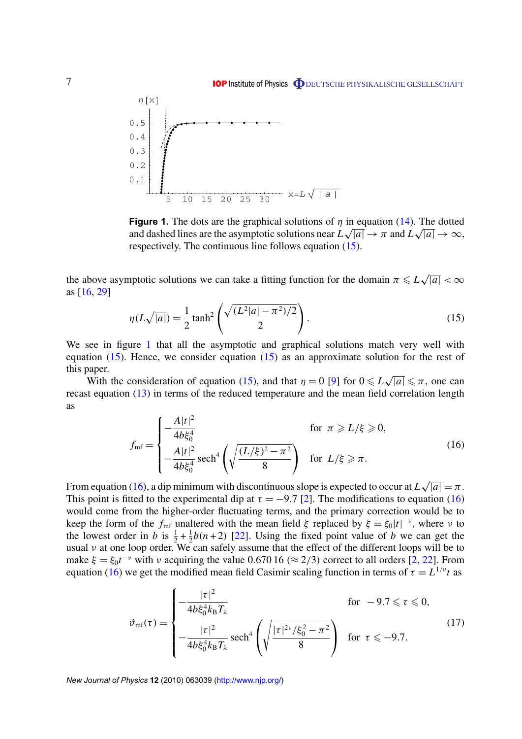**Figure 1.** The dots are the graphical solutions of $\eta$ in equation (14). The dotted and dashed lines are the asymptotic solutions near $L\sqrt{|a|} \to \pi$ and $L\sqrt{|a|} \to \infty$, respectively. The continuous line follows equation (15).

the above asymptotic solutions we can take a fitting function for the domain $\pi \leqslant L\sqrt{|a|} < \infty$ as [16, 29]

$$\eta(L\sqrt{|a|}) = \frac{1}{2}\tanh^2\left(\frac{\sqrt{(L^2|a| - \pi^2)/2}}{2}\right). \tag{15}$$

We see in figure 1 that all the asymptotic and graphical solutions match very well with equation (15). Hence, we consider equation (15) as an approximate solution for the rest of this paper.

With the consideration of equation (15), and that $\eta = 0$ [9] for $0 \leqslant L\sqrt{|a|} \leqslant \pi$, one can recast equation (13) in terms of the reduced temperature and the mean field correlation length as

$$f_{\rm mf} = \begin{cases} -\dfrac{A|t|^2}{4b\xi_0^4} & \text{for } \pi \geqslant L/\xi \geqslant 0, \\[2ex] -\dfrac{A|t|^2}{4b\xi_0^4}\,\mathrm{sech}^4\left(\sqrt{\dfrac{(L/\xi)^2 - \pi^2}{8}}\right) & \text{for } L/\xi \geqslant \pi. \end{cases} \tag{16}$$

From equation (16), a dip minimum with discontinuous slope is expected to occur at $L\sqrt{|a|} = \pi$. This point is fitted to the experimental dip at $\tau = -9.7$ [2]. The modifications to equation (16) would come from the higher-order fluctuating terms, and the primary correction would be to keep the form of the $f_{\rm mf}$ unaltered with the mean field $\xi$ replaced by $\xi = \xi_0|t|^{-\nu}$, where $\nu$ to the lowest order in $b$ is $\frac{1}{2} + \frac{1}{2}b(n+2)$ [22]. Using the fixed point value of $b$ we can get the usual $\nu$ at one loop order. We can safely assume that the effect of the different loops will be to make $\xi = \xi_0 t^{-\nu}$ with $\nu$ acquiring the value 0.670 16 ($\approx 2/3$) correct to all orders [2, 22]. From equation (16) we get the modified mean field Casimir scaling function in terms of $\tau = L^{1/\nu}t$ as

$$\vartheta_{\rm mf}(\tau) = \begin{cases} -\dfrac{|\tau|^2}{4b\xi_0^4 k_{\rm B}T_\lambda} & \text{for } -9.7 \leqslant \tau \leqslant 0, \\[2ex] -\dfrac{|\tau|^2}{4b\xi_0^4 k_{\rm B}T_\lambda}\,\mathrm{sech}^4\left(\sqrt{\dfrac{|\tau|^{2\nu}/\xi_0^2 - \pi^2}{8}}\right) & \text{for } \tau \leqslant -9.7. \end{cases} \tag{17}$$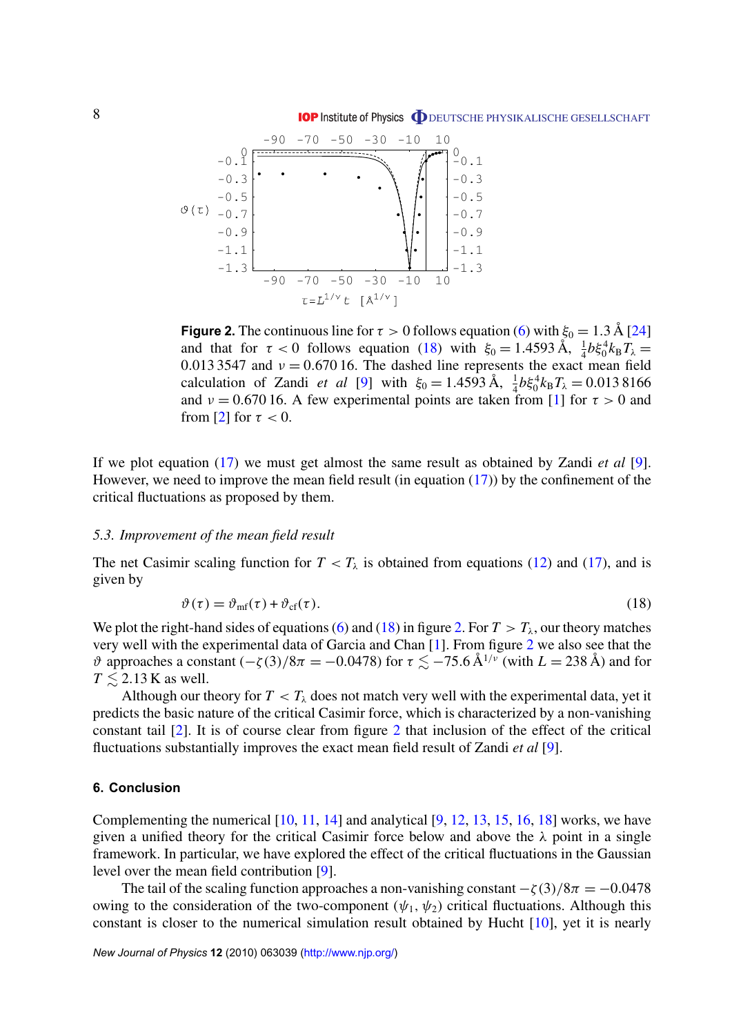**Figure 2.** The continuous line for $\tau > 0$ follows equation (6) with $\xi_0 = 1.3$ Å [24] and that for $\tau < 0$ follows equation (18) with $\xi_0 = 1.4593$ Å, $\frac{1}{4}b\xi_0^4 k_B T_\lambda = 0.013\,3547$ and $\nu = 0.670\,16$. The dashed line represents the exact mean field calculation of Zandi *et al* [9] with $\xi_0 = 1.4593$ Å, $\frac{1}{4}b\xi_0^4 k_B T_\lambda = 0.013\,8166$ and $\nu = 0.670\,16$. A few experimental points are taken from [1] for $\tau > 0$ and from [2] for $\tau < 0$.

If we plot equation (17) we must get almost the same result as obtained by Zandi *et al* [9]. However, we need to improve the mean field result (in equation (17)) by the confinement of the critical fluctuations as proposed by them.

### 5.3. Improvement of the mean field result

The net Casimir scaling function for $T < T_\lambda$ is obtained from equations (12) and (17), and is given by

$$\vartheta(\tau) = \vartheta_{\rm mf}(\tau) + \vartheta_{\rm cf}(\tau). \tag{18}$$

We plot the right-hand sides of equations (6) and (18) in figure 2. For $T > T_\lambda$, our theory matches very well with the experimental data of Garcia and Chan [1]. From figure 2 we also see that the $\vartheta$ approaches a constant $(-\zeta(3)/8\pi = -0.0478)$ for $\tau \lesssim -75.6$ Å$^{1/\nu}$ (with $L = 238$ Å) and for $T \lesssim 2.13$ K as well.

Although our theory for $T < T_\lambda$ does not match very well with the experimental data, yet it predicts the basic nature of the critical Casimir force, which is characterized by a non-vanishing constant tail [2]. It is of course clear from figure 2 that inclusion of the effect of the critical fluctuations substantially improves the exact mean field result of Zandi *et al* [9].

## 6. Conclusion

Complementing the numerical [10, 11, 14] and analytical [9, 12, 13, 15, 16, 18] works, we have given a unified theory for the critical Casimir force below and above the λ point in a single framework. In particular, we have explored the effect of the critical fluctuations in the Gaussian level over the mean field contribution [9].

The tail of the scaling function approaches a non-vanishing constant $-\zeta(3)/8\pi = -0.0478$ owing to the consideration of the two-component $(\psi_1, \psi_2)$ critical fluctuations. Although this constant is closer to the numerical simulation result obtained by Hucht [10], yet it is nearly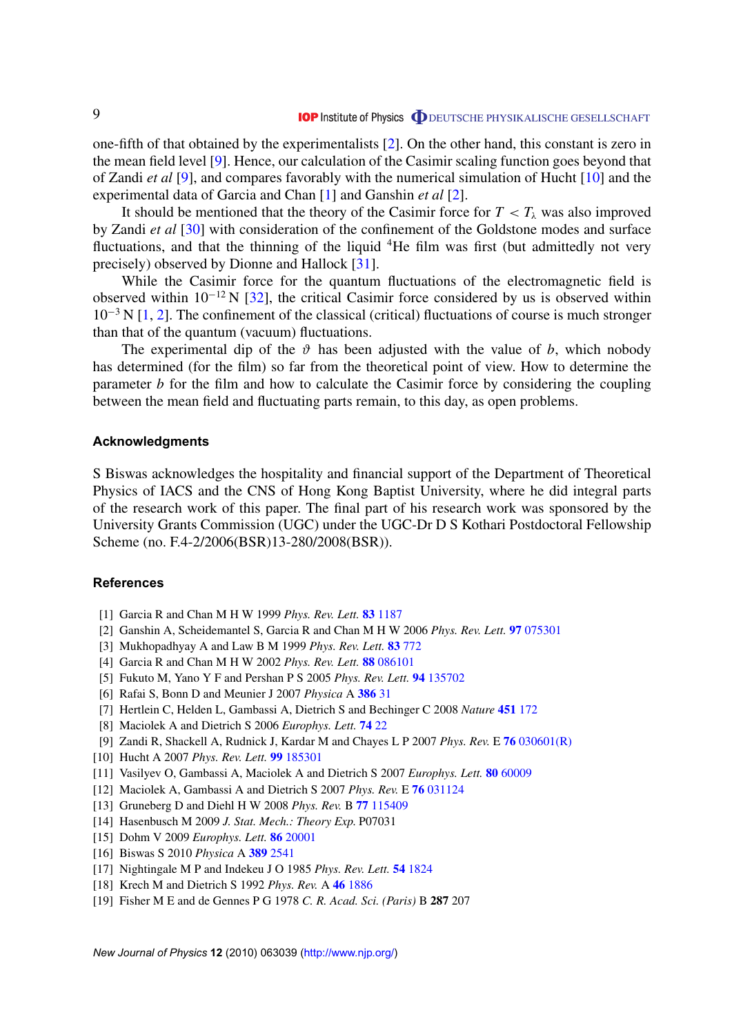one-fifth of that obtained by the experimentalists [2]. On the other hand, this constant is zero in the mean field level [9]. Hence, our calculation of the Casimir scaling function goes beyond that of Zandi *et al* [9], and compares favorably with the numerical simulation of Hucht [10] and the experimental data of Garcia and Chan [1] and Ganshin *et al* [2].

It should be mentioned that the theory of the Casimir force for $T < T_\lambda$ was also improved by Zandi *et al* [30] with consideration of the confinement of the Goldstone modes and surface fluctuations, and that the thinning of the liquid $^4$He film was first (but admittedly not very precisely) observed by Dionne and Hallock [31].

While the Casimir force for the quantum fluctuations of the electromagnetic field is observed within $10^{-12}$ N [32], the critical Casimir force considered by us is observed within $10^{-3}$ N [1, 2]. The confinement of the classical (critical) fluctuations of course is much stronger than that of the quantum (vacuum) fluctuations.

The experimental dip of the $\vartheta$ has been adjusted with the value of $b$, which nobody has determined (for the film) so far from the theoretical point of view. How to determine the parameter $b$ for the film and how to calculate the Casimir force by considering the coupling between the mean field and fluctuating parts remain, to this day, as open problems.

## Acknowledgments

S Biswas acknowledges the hospitality and financial support of the Department of Theoretical Physics of IACS and the CNS of Hong Kong Baptist University, where he did integral parts of the research work of this paper. The final part of his research work was sponsored by the University Grants Commission (UGC) under the UGC-Dr D S Kothari Postdoctoral Fellowship Scheme (no. F.4-2/2006(BSR)13-280/2008(BSR)).

## References

[1] Garcia R and Chan M H W 1999 *Phys. Rev. Lett.* **83** 1187

[2] Ganshin A, Scheidemantel S, Garcia R and Chan M H W 2006 *Phys. Rev. Lett.* **97** 075301

[3] Mukhopadhyay A and Law B M 1999 *Phys. Rev. Lett.* **83** 772

[4] Garcia R and Chan M H W 2002 *Phys. Rev. Lett.* **88** 086101

[5] Fukuto M, Yano Y F and Pershan P S 2005 *Phys. Rev. Lett.* **94** 135702

[6] Rafai S, Bonn D and Meunier J 2007 *Physica* A **386** 31

[7] Hertlein C, Helden L, Gambassi A, Dietrich S and Bechinger C 2008 *Nature* **451** 172

[8] Maciolek A and Dietrich S 2006 *Europhys. Lett.* **74** 22

[9] Zandi R, Shackell A, Rudnick J, Kardar M and Chayes L P 2007 *Phys. Rev.* E **76** 030601(R)

[10] Hucht A 2007 *Phys. Rev. Lett.* **99** 185301

[11] Vasilyev O, Gambassi A, Maciolek A and Dietrich S 2007 *Europhys. Lett.* **80** 60009

[12] Maciolek A, Gambassi A and Dietrich S 2007 *Phys. Rev.* E **76** 031124

[13] Gruneberg D and Diehl H W 2008 *Phys. Rev.* B **77** 115409

[14] Hasenbusch M 2009 *J. Stat. Mech.: Theory Exp.* P07031

[15] Dohm V 2009 *Europhys. Lett.* **86** 20001

[16] Biswas S 2010 *Physica* A **389** 2541

[17] Nightingale M P and Indekeu J O 1985 *Phys. Rev. Lett.* **54** 1824

[18] Krech M and Dietrich S 1992 *Phys. Rev.* A **46** 1886

[19] Fisher M E and de Gennes P G 1978 *C. R. Acad. Sci. (Paris)* B **287** 207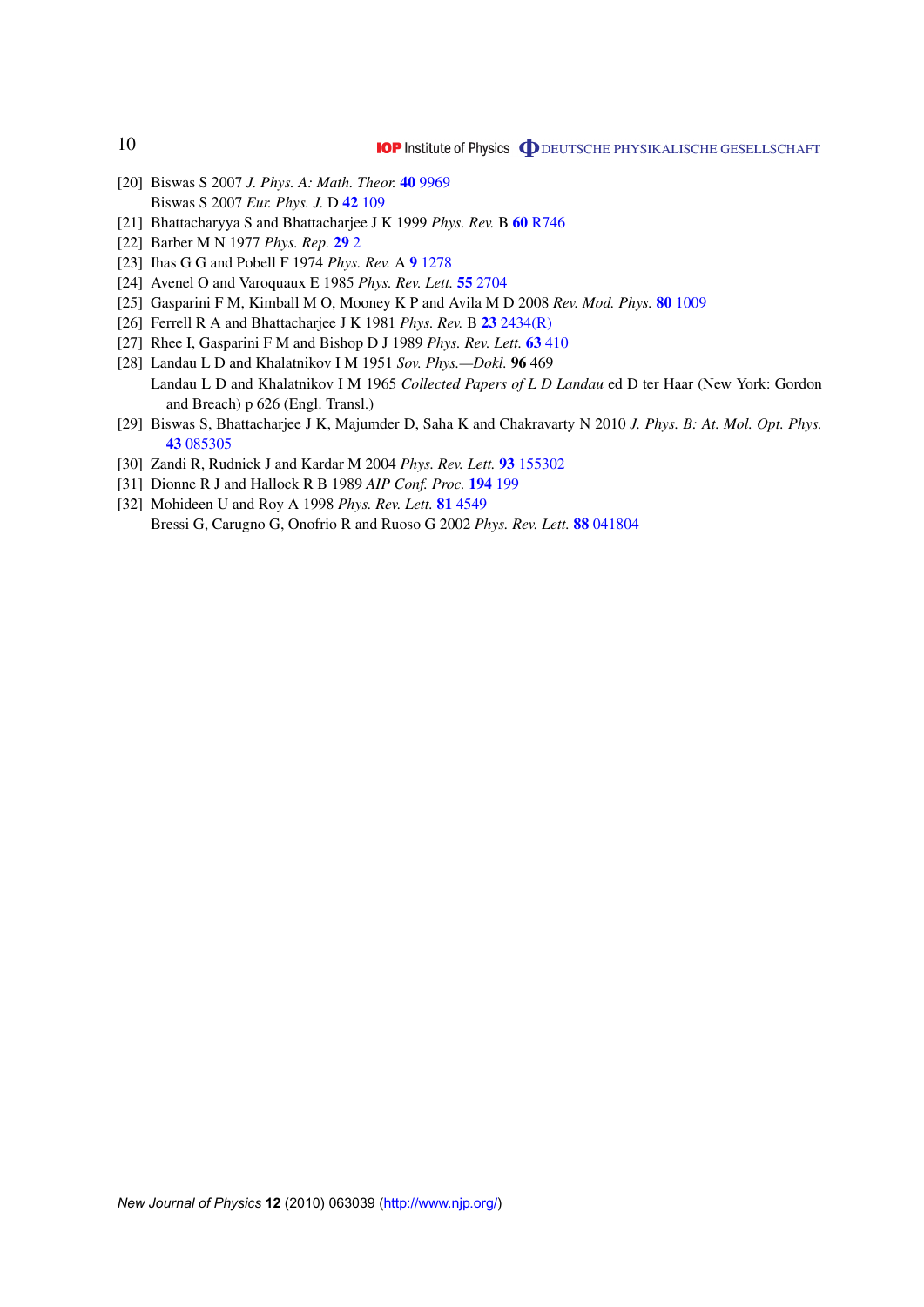[20] Biswas S 2007 *J. Phys. A: Math. Theor.* **40** 9969
Biswas S 2007 *Eur. Phys. J.* D **42** 109

[21] Bhattacharyya S and Bhattacharjee J K 1999 *Phys. Rev.* B **60** R746

[22] Barber M N 1977 *Phys. Rep.* **29** 2

[23] Ihas G G and Pobell F 1974 *Phys. Rev.* A **9** 1278

[24] Avenel O and Varoquaux E 1985 *Phys. Rev. Lett.* **55** 2704

[25] Gasparini F M, Kimball M O, Mooney K P and Avila M D 2008 *Rev. Mod. Phys.* **80** 1009

[26] Ferrell R A and Bhattacharjee J K 1981 *Phys. Rev.* B **23** 2434(R)

[27] Rhee I, Gasparini F M and Bishop D J 1989 *Phys. Rev. Lett.* **63** 410

[28] Landau L D and Khalatnikov I M 1951 *Sov. Phys.—Dokl.* **96** 469
Landau L D and Khalatnikov I M 1965 *Collected Papers of L D Landau* ed D ter Haar (New York: Gordon and Breach) p 626 (Engl. Transl.)

[29] Biswas S, Bhattacharjee J K, Majumder D, Saha K and Chakravarty N 2010 *J. Phys. B: At. Mol. Opt. Phys.* **43** 085305

[30] Zandi R, Rudnick J and Kardar M 2004 *Phys. Rev. Lett.* **93** 155302

[31] Dionne R J and Hallock R B 1989 *AIP Conf. Proc.* **194** 199

[32] Mohideen U and Roy A 1998 *Phys. Rev. Lett.* **81** 4549
Bressi G, Carugno G, Onofrio R and Ruoso G 2002 *Phys. Rev. Lett.* **88** 041804